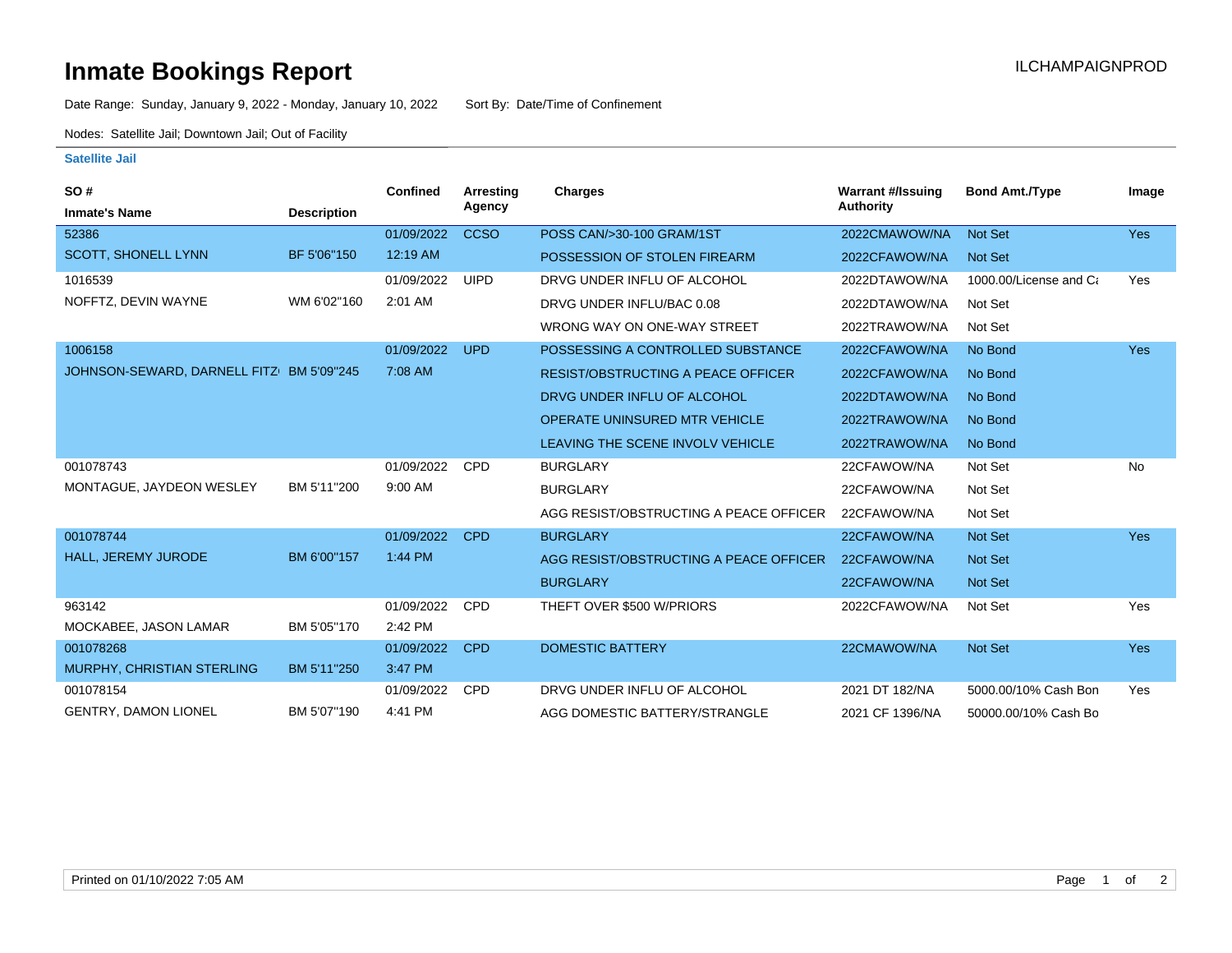# Inmate Bookings Report

ILCHAMPAIGNPROD

Date Range: Sunday, January 9, 2022 - Monday, January 10, 2022    Sort By: Date/Time of Confinement

Nodes: Satellite Jail; Downtown Jail; Out of Facility

## Satellite Jail

| SO # / Inmate's Name | Description | Confined | Arresting Agency | Charges | Warrant #/Issuing Authority | Bond Amt./Type | Image |
|---|---|---|---|---|---|---|---|
| 52386 | | 01/09/2022 | CCSO | POSS CAN/>30-100 GRAM/1ST | 2022CMAWOW/NA | Not Set | Yes |
| SCOTT, SHONELL LYNN | BF 5'06"150 | 12:19 AM | | POSSESSION OF STOLEN FIREARM | 2022CFAWOW/NA | Not Set | |
| 1016539 | | 01/09/2022 | UIPD | DRVG UNDER INFLU OF ALCOHOL | 2022DTAWOW/NA | 1000.00/License and Ca | Yes |
| NOFFTZ, DEVIN WAYNE | WM 6'02"160 | 2:01 AM | | DRVG UNDER INFLU/BAC 0.08 | 2022DTAWOW/NA | Not Set | |
| | | | | WRONG WAY ON ONE-WAY STREET | 2022TRAWOW/NA | Not Set | |
| 1006158 | | 01/09/2022 | UPD | POSSESSING A CONTROLLED SUBSTANCE | 2022CFAWOW/NA | No Bond | Yes |
| JOHNSON-SEWARD, DARNELL FITZ | BM 5'09"245 | 7:08 AM | | RESIST/OBSTRUCTING A PEACE OFFICER | 2022CFAWOW/NA | No Bond | |
| | | | | DRVG UNDER INFLU OF ALCOHOL | 2022DTAWOW/NA | No Bond | |
| | | | | OPERATE UNINSURED MTR VEHICLE | 2022TRAWOW/NA | No Bond | |
| | | | | LEAVING THE SCENE INVOLV VEHICLE | 2022TRAWOW/NA | No Bond | |
| 001078743 | | 01/09/2022 | CPD | BURGLARY | 22CFAWOW/NA | Not Set | No |
| MONTAGUE, JAYDEON WESLEY | BM 5'11"200 | 9:00 AM | | BURGLARY | 22CFAWOW/NA | Not Set | |
| | | | | AGG RESIST/OBSTRUCTING A PEACE OFFICER | 22CFAWOW/NA | Not Set | |
| 001078744 | | 01/09/2022 | CPD | BURGLARY | 22CFAWOW/NA | Not Set | Yes |
| HALL, JEREMY JURODE | BM 6'00"157 | 1:44 PM | | AGG RESIST/OBSTRUCTING A PEACE OFFICER | 22CFAWOW/NA | Not Set | |
| | | | | BURGLARY | 22CFAWOW/NA | Not Set | |
| 963142 | | 01/09/2022 | CPD | THEFT OVER $500 W/PRIORS | 2022CFAWOW/NA | Not Set | Yes |
| MOCKABEE, JASON LAMAR | BM 5'05"170 | 2:42 PM | | | | | |
| 001078268 | | 01/09/2022 | CPD | DOMESTIC BATTERY | 22CMAWOW/NA | Not Set | Yes |
| MURPHY, CHRISTIAN STERLING | BM 5'11"250 | 3:47 PM | | | | | |
| 001078154 | | 01/09/2022 | CPD | DRVG UNDER INFLU OF ALCOHOL | 2021 DT 182/NA | 5000.00/10% Cash Bon | Yes |
| GENTRY, DAMON LIONEL | BM 5'07"190 | 4:41 PM | | AGG DOMESTIC BATTERY/STRANGLE | 2021 CF 1396/NA | 50000.00/10% Cash Bo | |

Printed on 01/10/2022 7:05 AM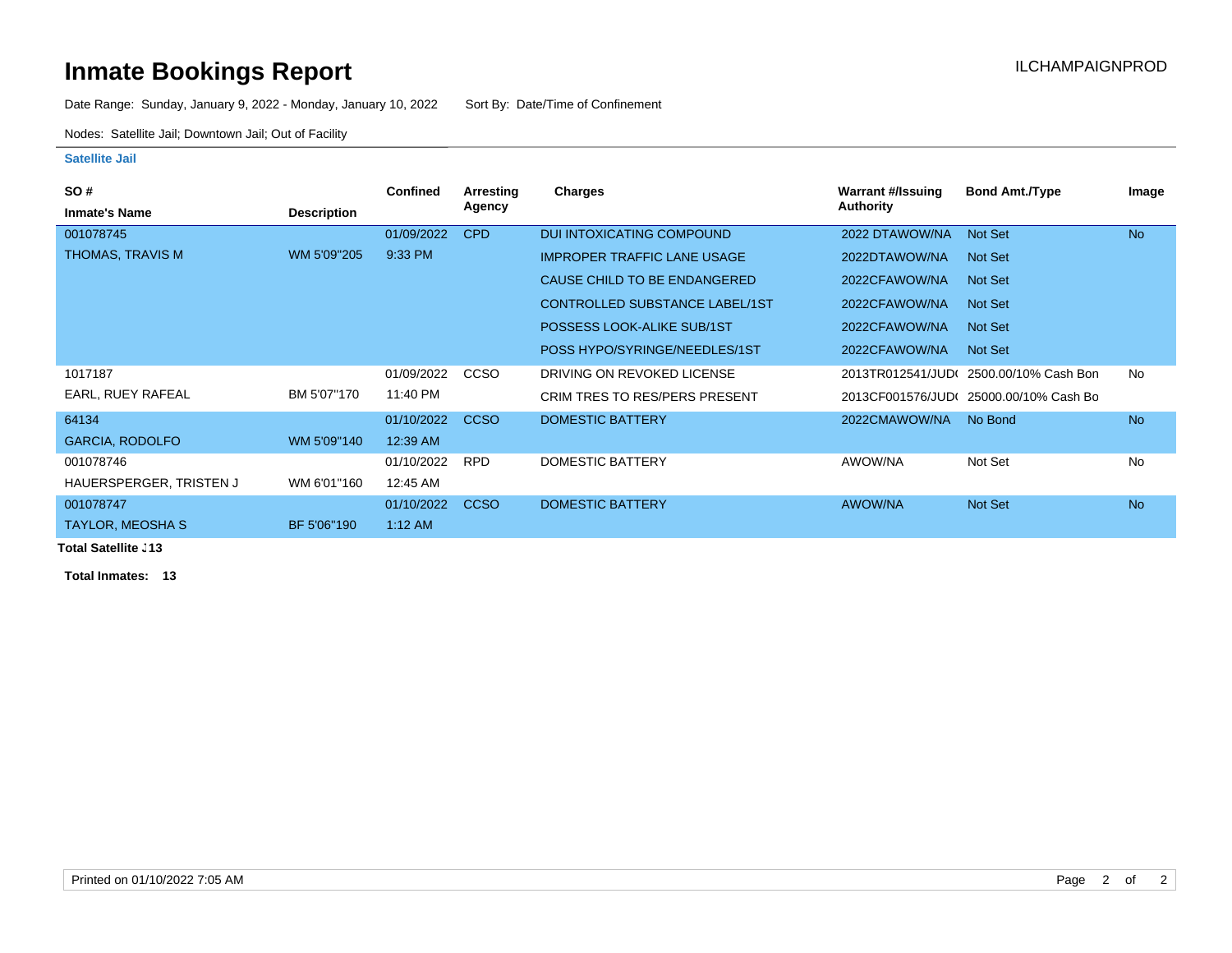# Inmate Bookings Report

ILCHAMPAIGNPROD

Date Range: Sunday, January 9, 2022 - Monday, January 10, 2022 Sort By: Date/Time of Confinement

Nodes: Satellite Jail; Downtown Jail; Out of Facility

### Satellite Jail

| SO # / Inmate's Name | Description | Confined | Arresting Agency | Charges | Warrant #/Issuing Authority | Bond Amt./Type | Image |
|---|---|---|---|---|---|---|---|
| 001078745 THOMAS, TRAVIS M | WM 5'09"205 | 01/09/2022 9:33 PM | CPD | DUI INTOXICATING COMPOUND | 2022 DTAWOW/NA | Not Set | No |
| | | | | IMPROPER TRAFFIC LANE USAGE | 2022DTAWOW/NA | Not Set | |
| | | | | CAUSE CHILD TO BE ENDANGERED | 2022CFAWOW/NA | Not Set | |
| | | | | CONTROLLED SUBSTANCE LABEL/1ST | 2022CFAWOW/NA | Not Set | |
| | | | | POSSESS LOOK-ALIKE SUB/1ST | 2022CFAWOW/NA | Not Set | |
| | | | | POSS HYPO/SYRINGE/NEEDLES/1ST | 2022CFAWOW/NA | Not Set | |
| 1017187 EARL, RUEY RAFEAL | BM 5'07"170 | 01/09/2022 11:40 PM | CCSO | DRIVING ON REVOKED LICENSE | 2013TR012541/JUD( | 2500.00/10% Cash Bon | No |
| | | | | CRIM TRES TO RES/PERS PRESENT | 2013CF001576/JUD( | 25000.00/10% Cash Bo | |
| 64134 GARCIA, RODOLFO | WM 5'09"140 | 01/10/2022 12:39 AM | CCSO | DOMESTIC BATTERY | 2022CMAWOW/NA | No Bond | No |
| 001078746 HAUERSPERGER, TRISTEN J | WM 6'01"160 | 01/10/2022 12:45 AM | RPD | DOMESTIC BATTERY | AWOW/NA | Not Set | No |
| 001078747 TAYLOR, MEOSHA S | BF 5'06"190 | 01/10/2022 1:12 AM | CCSO | DOMESTIC BATTERY | AWOW/NA | Not Set | No |

**Total Satellite J13**

**Total Inmates: 13**

Printed on 01/10/2022 7:05 AM